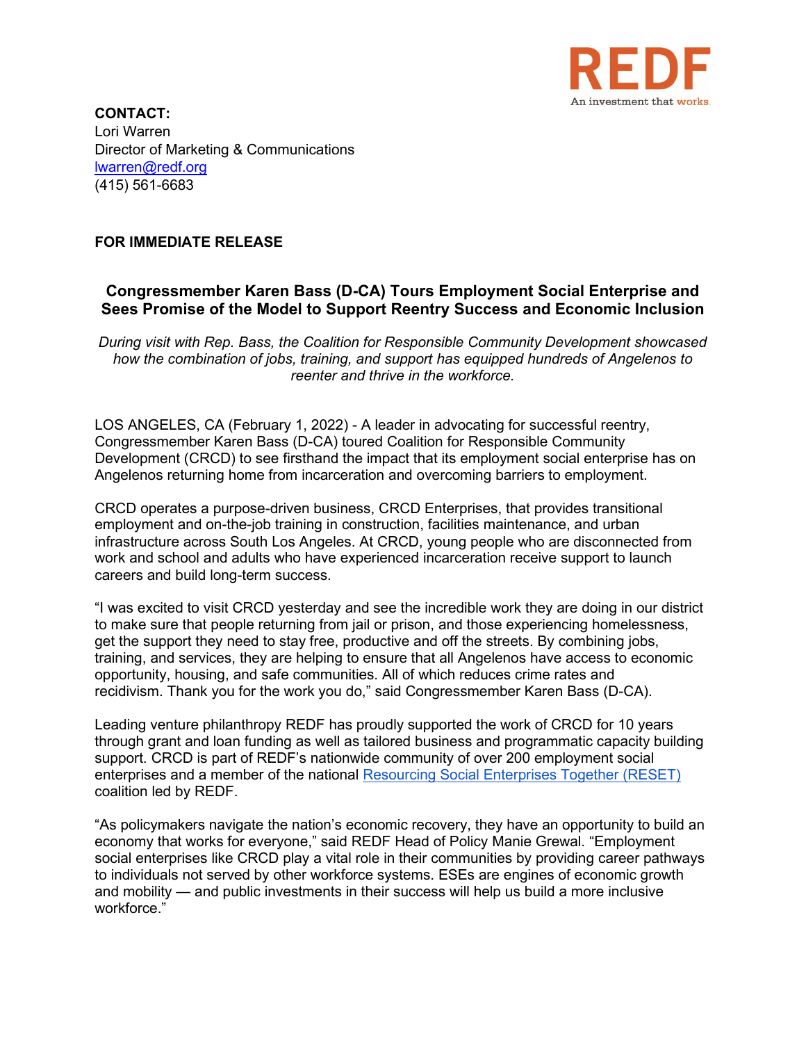REDF

An investment that works.

**CONTACT:**
Lori Warren
Director of Marketing & Communications
[lwarren@redf.org](mailto:lwarren@redf.org)
(415) 561-6683

**FOR IMMEDIATE RELEASE**

## Congressmember Karen Bass (D-CA) Tours Employment Social Enterprise and Sees Promise of the Model to Support Reentry Success and Economic Inclusion

*During visit with Rep. Bass, the Coalition for Responsible Community Development showcased how the combination of jobs, training, and support has equipped hundreds of Angelenos to reenter and thrive in the workforce.*

LOS ANGELES, CA (February 1, 2022) - A leader in advocating for successful reentry, Congressmember Karen Bass (D-CA) toured Coalition for Responsible Community Development (CRCD) to see firsthand the impact that its employment social enterprise has on Angelenos returning home from incarceration and overcoming barriers to employment.

CRCD operates a purpose-driven business, CRCD Enterprises, that provides transitional employment and on-the-job training in construction, facilities maintenance, and urban infrastructure across South Los Angeles. At CRCD, young people who are disconnected from work and school and adults who have experienced incarceration receive support to launch careers and build long-term success.

"I was excited to visit CRCD yesterday and see the incredible work they are doing in our district to make sure that people returning from jail or prison, and those experiencing homelessness, get the support they need to stay free, productive and off the streets. By combining jobs, training, and services, they are helping to ensure that all Angelenos have access to economic opportunity, housing, and safe communities. All of which reduces crime rates and recidivism. Thank you for the work you do," said Congressmember Karen Bass (D-CA).

Leading venture philanthropy REDF has proudly supported the work of CRCD for 10 years through grant and loan funding as well as tailored business and programmatic capacity building support. CRCD is part of REDF's nationwide community of over 200 employment social enterprises and a member of the national [Resourcing Social Enterprises Together (RESET)](#) coalition led by REDF.

"As policymakers navigate the nation's economic recovery, they have an opportunity to build an economy that works for everyone," said REDF Head of Policy Manie Grewal. "Employment social enterprises like CRCD play a vital role in their communities by providing career pathways to individuals not served by other workforce systems. ESEs are engines of economic growth and mobility — and public investments in their success will help us build a more inclusive workforce."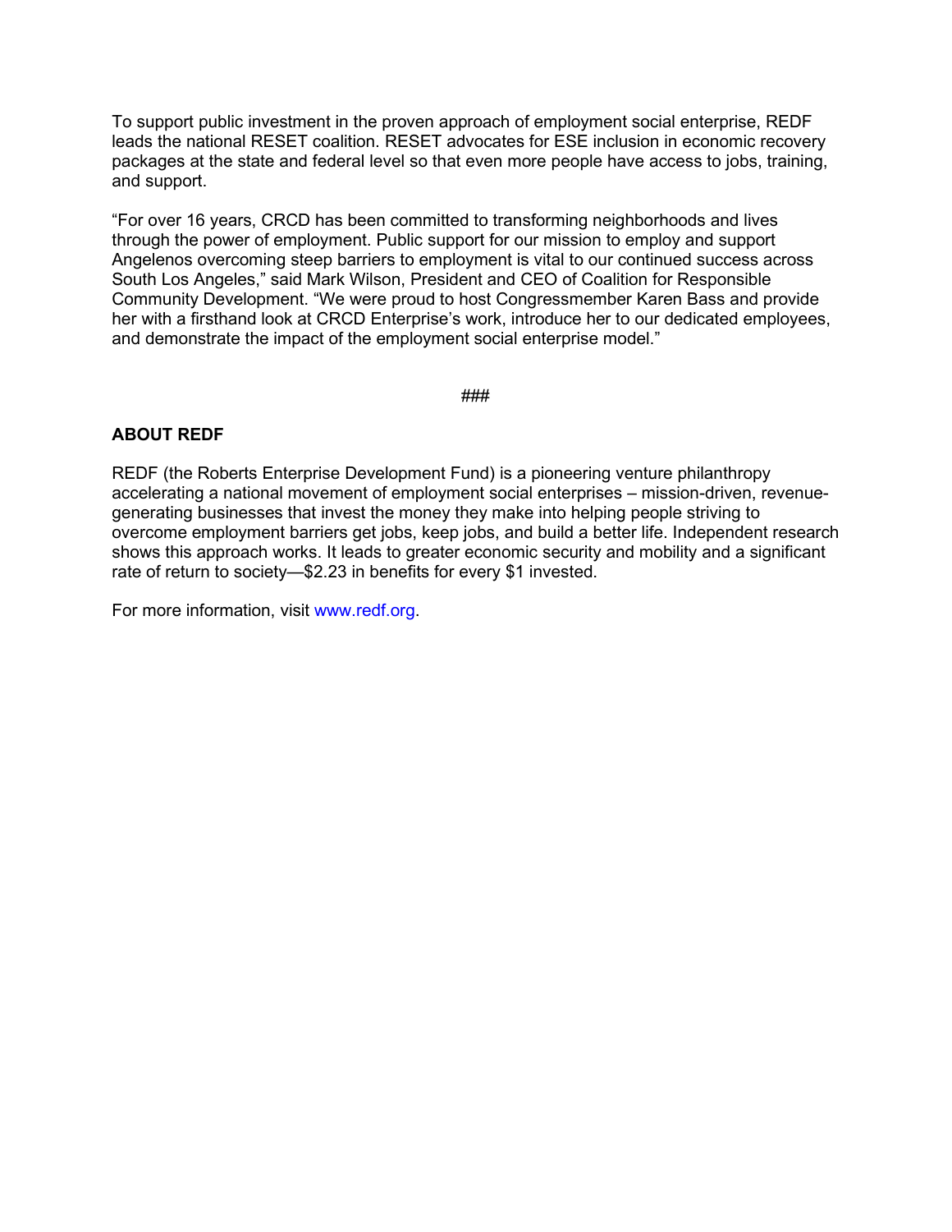To support public investment in the proven approach of employment social enterprise, REDF leads the national RESET coalition. RESET advocates for ESE inclusion in economic recovery packages at the state and federal level so that even more people have access to jobs, training, and support.

“For over 16 years, CRCD has been committed to transforming neighborhoods and lives through the power of employment. Public support for our mission to employ and support Angelenos overcoming steep barriers to employment is vital to our continued success across South Los Angeles,” said Mark Wilson, President and CEO of Coalition for Responsible Community Development. “We were proud to host Congressmember Karen Bass and provide her with a firsthand look at CRCD Enterprise’s work, introduce her to our dedicated employees, and demonstrate the impact of the employment social enterprise model.”

###

**ABOUT REDF**

REDF (the Roberts Enterprise Development Fund) is a pioneering venture philanthropy accelerating a national movement of employment social enterprises – mission-driven, revenue-generating businesses that invest the money they make into helping people striving to overcome employment barriers get jobs, keep jobs, and build a better life. Independent research shows this approach works. It leads to greater economic security and mobility and a significant rate of return to society—$2.23 in benefits for every $1 invested.

For more information, visit www.redf.org.